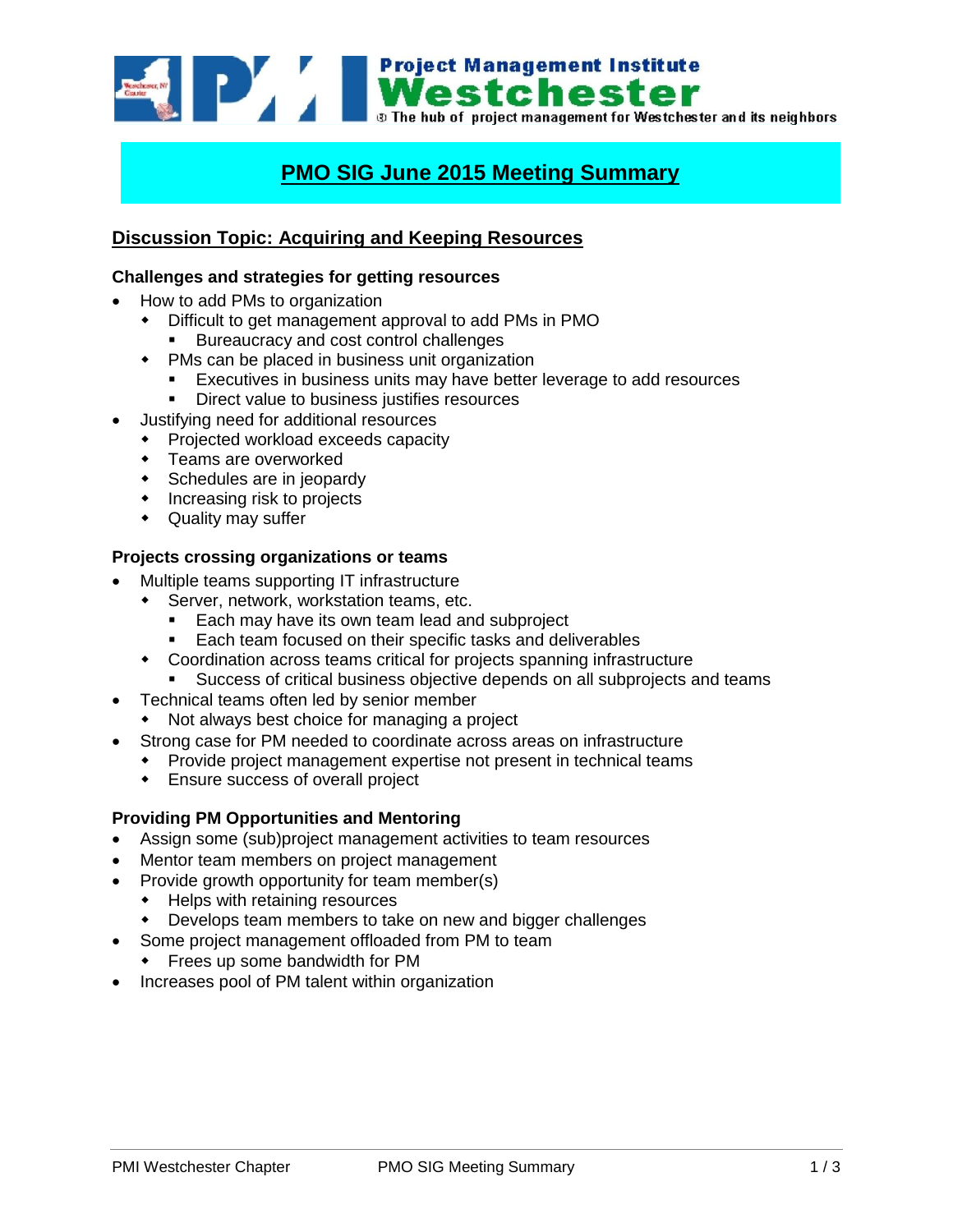Project Management Institute
# Westchester
The hub of project management for Westchester and its neighbors

# PMO SIG June 2015 Meeting Summary

## Discussion Topic: Acquiring and Keeping Resources

### Challenges and strategies for getting resources

- How to add PMs to organization
  - Difficult to get management approval to add PMs in PMO
    - Bureaucracy and cost control challenges
  - PMs can be placed in business unit organization
    - Executives in business units may have better leverage to add resources
    - Direct value to business justifies resources
- Justifying need for additional resources
  - Projected workload exceeds capacity
  - Teams are overworked
  - Schedules are in jeopardy
  - Increasing risk to projects
  - Quality may suffer

### Projects crossing organizations or teams

- Multiple teams supporting IT infrastructure
  - Server, network, workstation teams, etc.
    - Each may have its own team lead and subproject
    - Each team focused on their specific tasks and deliverables
  - Coordination across teams critical for projects spanning infrastructure
    - Success of critical business objective depends on all subprojects and teams
- Technical teams often led by senior member
  - Not always best choice for managing a project
- Strong case for PM needed to coordinate across areas on infrastructure
  - Provide project management expertise not present in technical teams
  - Ensure success of overall project

### Providing PM Opportunities and Mentoring

- Assign some (sub)project management activities to team resources
- Mentor team members on project management
- Provide growth opportunity for team member(s)
  - Helps with retaining resources
  - Develops team members to take on new and bigger challenges
- Some project management offloaded from PM to team
  - Frees up some bandwidth for PM
- Increases pool of PM talent within organization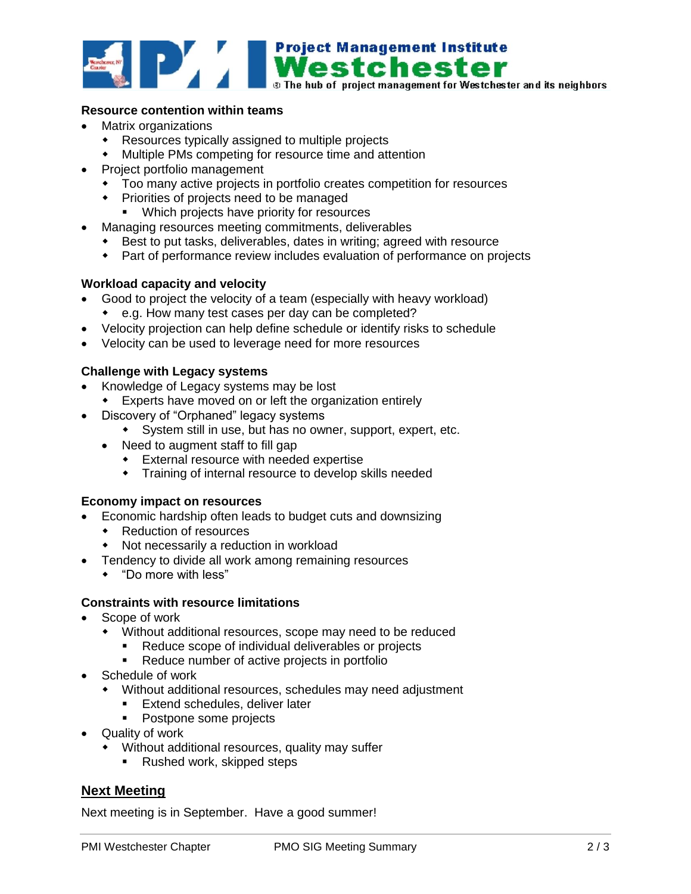### Resource contention within teams

- Matrix organizations
  - Resources typically assigned to multiple projects
  - Multiple PMs competing for resource time and attention
- Project portfolio management
  - Too many active projects in portfolio creates competition for resources
  - Priorities of projects need to be managed
    - Which projects have priority for resources
- Managing resources meeting commitments, deliverables
  - Best to put tasks, deliverables, dates in writing; agreed with resource
  - Part of performance review includes evaluation of performance on projects

### Workload capacity and velocity

- Good to project the velocity of a team (especially with heavy workload)
  - e.g. How many test cases per day can be completed?
- Velocity projection can help define schedule or identify risks to schedule
- Velocity can be used to leverage need for more resources

### Challenge with Legacy systems

- Knowledge of Legacy systems may be lost
  - Experts have moved on or left the organization entirely
- Discovery of "Orphaned" legacy systems
    - System still in use, but has no owner, support, expert, etc.
  - Need to augment staff to fill gap
    - External resource with needed expertise
    - Training of internal resource to develop skills needed

### Economy impact on resources

- Economic hardship often leads to budget cuts and downsizing
  - Reduction of resources
  - Not necessarily a reduction in workload
- Tendency to divide all work among remaining resources
  - "Do more with less"

### Constraints with resource limitations

- Scope of work
  - Without additional resources, scope may need to be reduced
    - Reduce scope of individual deliverables or projects
    - Reduce number of active projects in portfolio
- Schedule of work
  - Without additional resources, schedules may need adjustment
    - Extend schedules, deliver later
    - Postpone some projects
- Quality of work
  - Without additional resources, quality may suffer
    - Rushed work, skipped steps

## Next Meeting

Next meeting is in September. Have a good summer!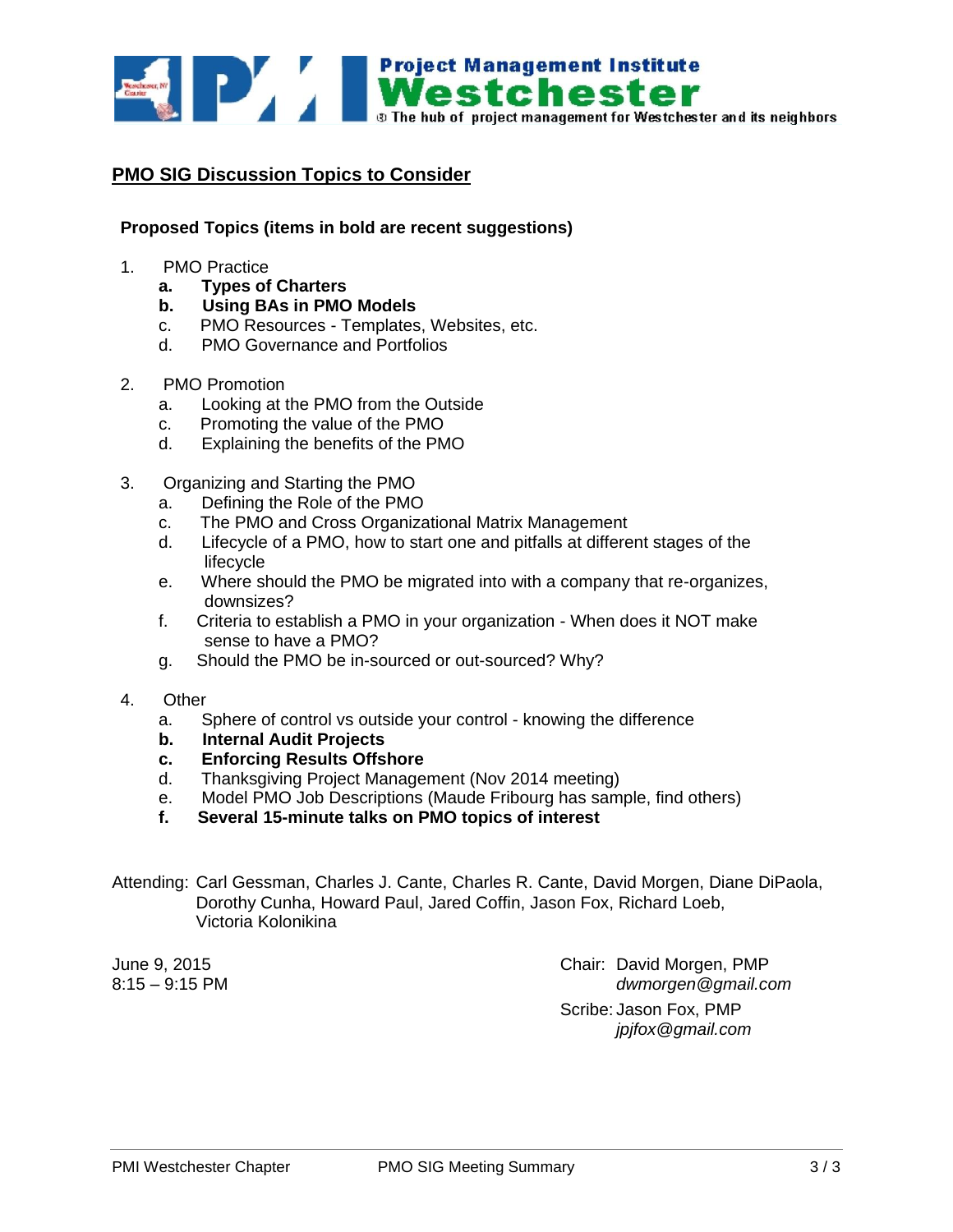Project Management Institute
Westchester
The hub of project management for Westchester and its neighbors

## PMO SIG Discussion Topics to Consider

**Proposed Topics (items in bold are recent suggestions)**

1. PMO Practice
   a. **Types of Charters**
   b. **Using BAs in PMO Models**
   c. PMO Resources - Templates, Websites, etc.
   d. PMO Governance and Portfolios

2. PMO Promotion
   a. Looking at the PMO from the Outside
   c. Promoting the value of the PMO
   d. Explaining the benefits of the PMO

3. Organizing and Starting the PMO
   a. Defining the Role of the PMO
   c. The PMO and Cross Organizational Matrix Management
   d. Lifecycle of a PMO, how to start one and pitfalls at different stages of the lifecycle
   e. Where should the PMO be migrated into with a company that re-organizes, downsizes?
   f. Criteria to establish a PMO in your organization - When does it NOT make sense to have a PMO?
   g. Should the PMO be in-sourced or out-sourced? Why?

4. Other
   a. Sphere of control vs outside your control - knowing the difference
   b. **Internal Audit Projects**
   c. **Enforcing Results Offshore**
   d. Thanksgiving Project Management (Nov 2014 meeting)
   e. Model PMO Job Descriptions (Maude Fribourg has sample, find others)
   f. **Several 15-minute talks on PMO topics of interest**

Attending: Carl Gessman, Charles J. Cante, Charles R. Cante, David Morgen, Diane DiPaola, Dorothy Cunha, Howard Paul, Jared Coffin, Jason Fox, Richard Loeb, Victoria Kolonikina

June 9, 2015
8:15 – 9:15 PM

Chair: David Morgen, PMP
*dwmorgen@gmail.com*

Scribe: Jason Fox, PMP
*jpjfox@gmail.com*